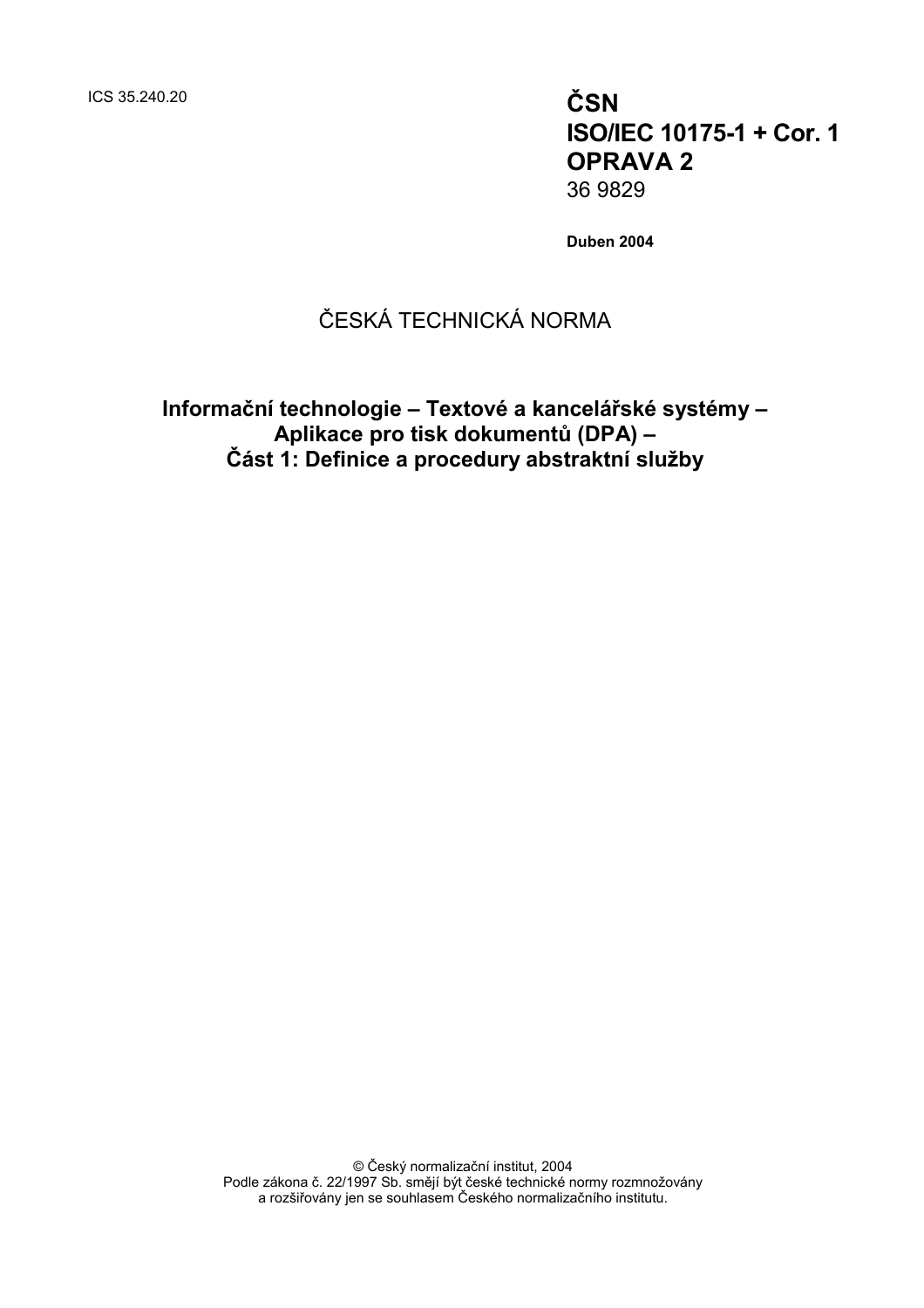ICS 35.240.20

**ČSN**
**ISO/IEC 10175-1 + Cor. 1**
**OPRAVA 2**
36 9829

**Duben 2004**

ČESKÁ TECHNICKÁ NORMA

# Informační technologie – Textové a kancelářské systémy – Aplikace pro tisk dokumentů (DPA) – Část 1: Definice a procedury abstraktní služby

© Český normalizační institut, 2004
Podle zákona č. 22/1997 Sb. smějí být české technické normy rozmnožovány a rozšiřovány jen se souhlasem Českého normalizačního institutu.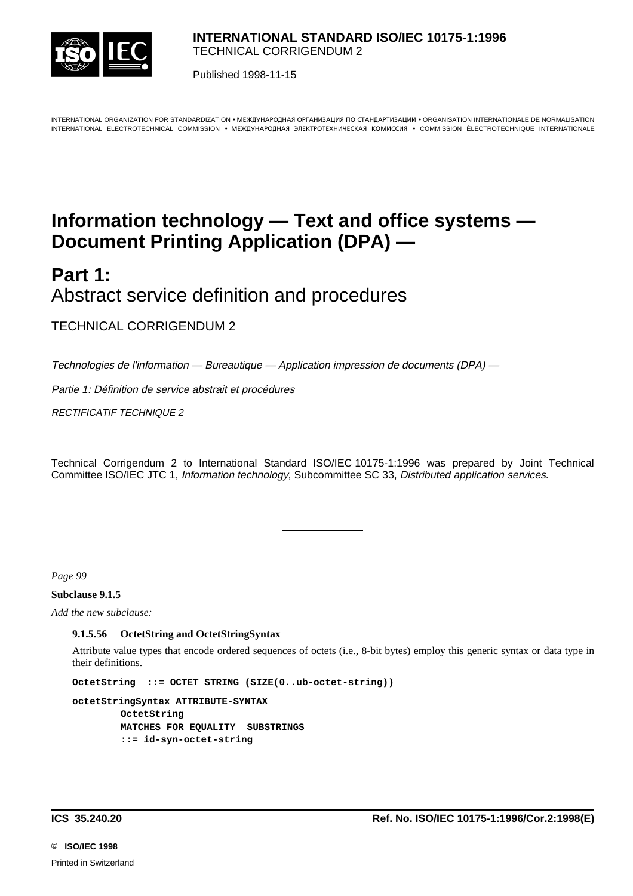**INTERNATIONAL STANDARD ISO/IEC 10175-1:1996**
TECHNICAL CORRIGENDUM 2

Published 1998-11-15

INTERNATIONAL ORGANIZATION FOR STANDARDIZATION • МЕЖДУНАРОДНАЯ ОРГАНИЗАЦИЯ ПО СТАНДАРТИЗАЦИИ • ORGANISATION INTERNATIONALE DE NORMALISATION
INTERNATIONAL ELECTROTECHNICAL COMMISSION • МЕЖДУНАРОДНАЯ ЭЛЕКТРОТЕХНИЧЕСКАЯ КОМИССИЯ • COMMISSION ÉLECTROTECHNIQUE INTERNATIONALE

# Information technology — Text and office systems — Document Printing Application (DPA) —

# Part 1:
Abstract service definition and procedures

TECHNICAL CORRIGENDUM 2

*Technologies de l'information — Bureautique — Application impression de documents (DPA) —*

*Partie 1: Définition de service abstrait et procédures*

*RECTIFICATIF TECHNIQUE 2*

Technical Corrigendum 2 to International Standard ISO/IEC 10175-1:1996 was prepared by Joint Technical Committee ISO/IEC JTC 1, *Information technology*, Subcommittee SC 33, *Distributed application services*.

---

*Page 99*

**Subclause 9.1.5**

*Add the new subclause:*

**9.1.5.56 OctetString and OctetStringSyntax**

Attribute value types that encode ordered sequences of octets (i.e., 8-bit bytes) employ this generic syntax or data type in their definitions.

```
OctetString  ::= OCTET STRING (SIZE(0..ub-octet-string))

octetStringSyntax ATTRIBUTE-SYNTAX
        OctetString
        MATCHES FOR EQUALITY  SUBSTRINGS
        ::= id-syn-octet-string
```

ICS 35.240.20 Ref. No. ISO/IEC 10175-1:1996/Cor.2:1998(E)

© ISO/IEC 1998

Printed in Switzerland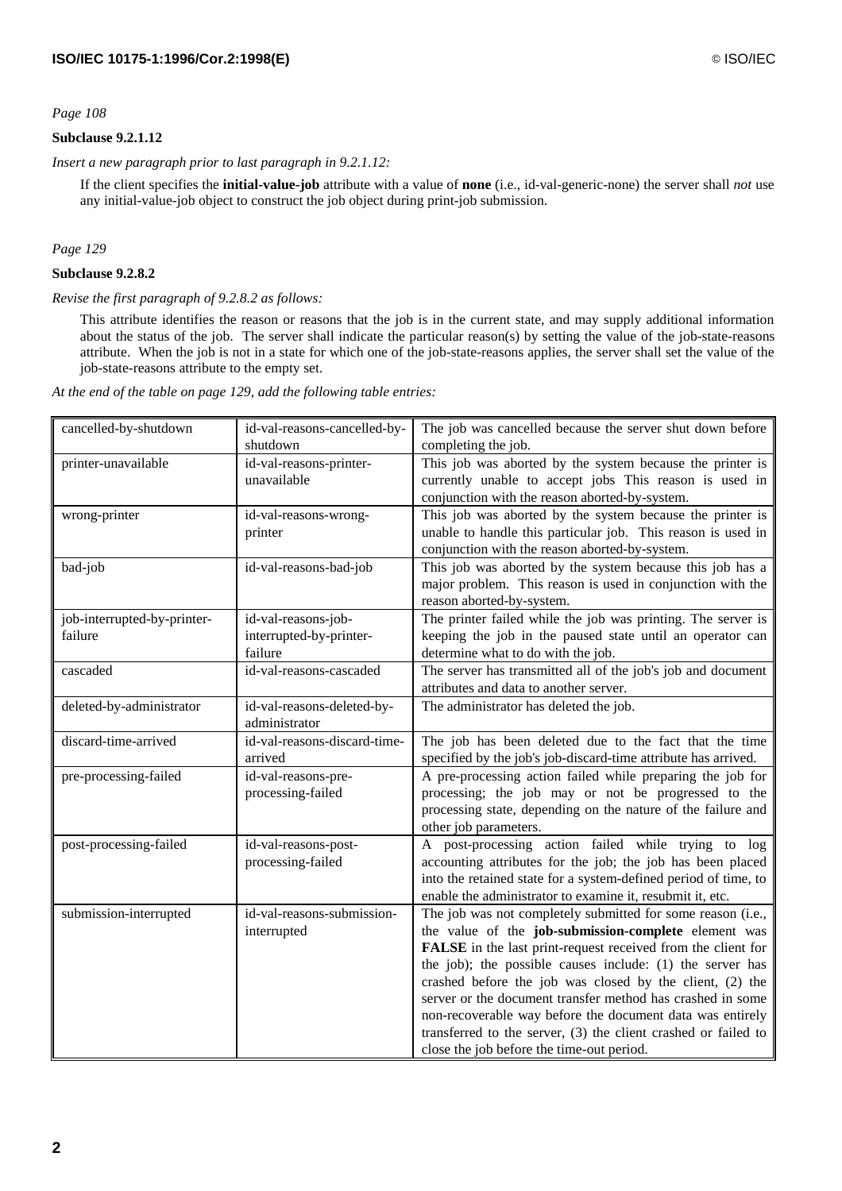*Page 108*

**Subclause 9.2.1.12**

*Insert a new paragraph prior to last paragraph in 9.2.1.12:*

If the client specifies the **initial-value-job** attribute with a value of **none** (i.e., id-val-generic-none) the server shall *not* use any initial-value-job object to construct the job object during print-job submission.

*Page 129*

**Subclause 9.2.8.2**

*Revise the first paragraph of 9.2.8.2 as follows:*

This attribute identifies the reason or reasons that the job is in the current state, and may supply additional information about the status of the job. The server shall indicate the particular reason(s) by setting the value of the job-state-reasons attribute. When the job is not in a state for which one of the job-state-reasons applies, the server shall set the value of the job-state-reasons attribute to the empty set.

*At the end of the table on page 129, add the following table entries:*

| | | |
|---|---|---|
| cancelled-by-shutdown | id-val-reasons-cancelled-by-shutdown | The job was cancelled because the server shut down before completing the job. |
| printer-unavailable | id-val-reasons-printer-unavailable | This job was aborted by the system because the printer is currently unable to accept jobs This reason is used in conjunction with the reason aborted-by-system. |
| wrong-printer | id-val-reasons-wrong-printer | This job was aborted by the system because the printer is unable to handle this particular job. This reason is used in conjunction with the reason aborted-by-system. |
| bad-job | id-val-reasons-bad-job | This job was aborted by the system because this job has a major problem. This reason is used in conjunction with the reason aborted-by-system. |
| job-interrupted-by-printer-failure | id-val-reasons-job-interrupted-by-printer-failure | The printer failed while the job was printing. The server is keeping the job in the paused state until an operator can determine what to do with the job. |
| cascaded | id-val-reasons-cascaded | The server has transmitted all of the job's job and document attributes and data to another server. |
| deleted-by-administrator | id-val-reasons-deleted-by-administrator | The administrator has deleted the job. |
| discard-time-arrived | id-val-reasons-discard-time-arrived | The job has been deleted due to the fact that the time specified by the job's job-discard-time attribute has arrived. |
| pre-processing-failed | id-val-reasons-pre-processing-failed | A pre-processing action failed while preparing the job for processing; the job may or not be progressed to the processing state, depending on the nature of the failure and other job parameters. |
| post-processing-failed | id-val-reasons-post-processing-failed | A post-processing action failed while trying to log accounting attributes for the job; the job has been placed into the retained state for a system-defined period of time, to enable the administrator to examine it, resubmit it, etc. |
| submission-interrupted | id-val-reasons-submission-interrupted | The job was not completely submitted for some reason (i.e., the value of the **job-submission-complete** element was **FALSE** in the last print-request received from the client for the job); the possible causes include: (1) the server has crashed before the job was closed by the client, (2) the server or the document transfer method has crashed in some non-recoverable way before the document data was entirely transferred to the server, (3) the client crashed or failed to close the job before the time-out period. |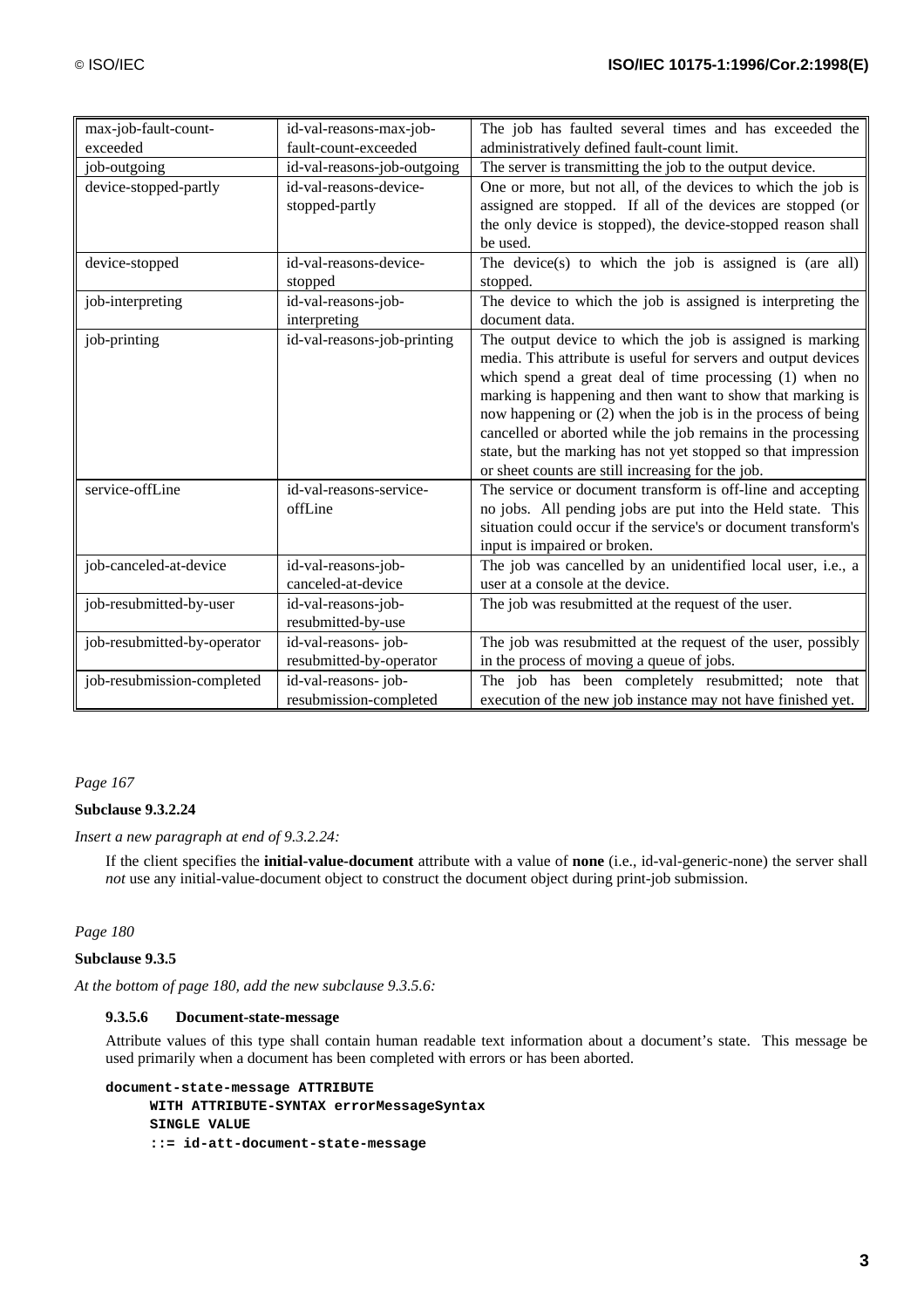| max-job-fault-count-exceeded | id-val-reasons-max-job-fault-count-exceeded | The job has faulted several times and has exceeded the administratively defined fault-count limit. |
|---|---|---|
| job-outgoing | id-val-reasons-job-outgoing | The server is transmitting the job to the output device. |
| device-stopped-partly | id-val-reasons-device-stopped-partly | One or more, but not all, of the devices to which the job is assigned are stopped. If all of the devices are stopped (or the only device is stopped), the device-stopped reason shall be used. |
| device-stopped | id-val-reasons-device-stopped | The device(s) to which the job is assigned is (are all) stopped. |
| job-interpreting | id-val-reasons-job-interpreting | The device to which the job is assigned is interpreting the document data. |
| job-printing | id-val-reasons-job-printing | The output device to which the job is assigned is marking media. This attribute is useful for servers and output devices which spend a great deal of time processing (1) when no marking is happening and then want to show that marking is now happening or (2) when the job is in the process of being cancelled or aborted while the job remains in the processing state, but the marking has not yet stopped so that impression or sheet counts are still increasing for the job. |
| service-offLine | id-val-reasons-service-offLine | The service or document transform is off-line and accepting no jobs. All pending jobs are put into the Held state. This situation could occur if the service's or document transform's input is impaired or broken. |
| job-canceled-at-device | id-val-reasons-job-canceled-at-device | The job was cancelled by an unidentified local user, i.e., a user at a console at the device. |
| job-resubmitted-by-user | id-val-reasons-job-resubmitted-by-use | The job was resubmitted at the request of the user. |
| job-resubmitted-by-operator | id-val-reasons- job-resubmitted-by-operator | The job was resubmitted at the request of the user, possibly in the process of moving a queue of jobs. |
| job-resubmission-completed | id-val-reasons- job-resubmission-completed | The job has been completely resubmitted; note that execution of the new job instance may not have finished yet. |

*Page 167*

**Subclause 9.3.2.24**

*Insert a new paragraph at end of 9.3.2.24:*

If the client specifies the **initial-value-document** attribute with a value of **none** (i.e., id-val-generic-none) the server shall *not* use any initial-value-document object to construct the document object during print-job submission.

*Page 180*

**Subclause 9.3.5**

*At the bottom of page 180, add the new subclause 9.3.5.6:*

#### 9.3.5.6 Document-state-message

Attribute values of this type shall contain human readable text information about a document's state. This message be used primarily when a document has been completed with errors or has been aborted.

```
document-state-message ATTRIBUTE
     WITH ATTRIBUTE-SYNTAX errorMessageSyntax
     SINGLE VALUE
     ::= id-att-document-state-message
```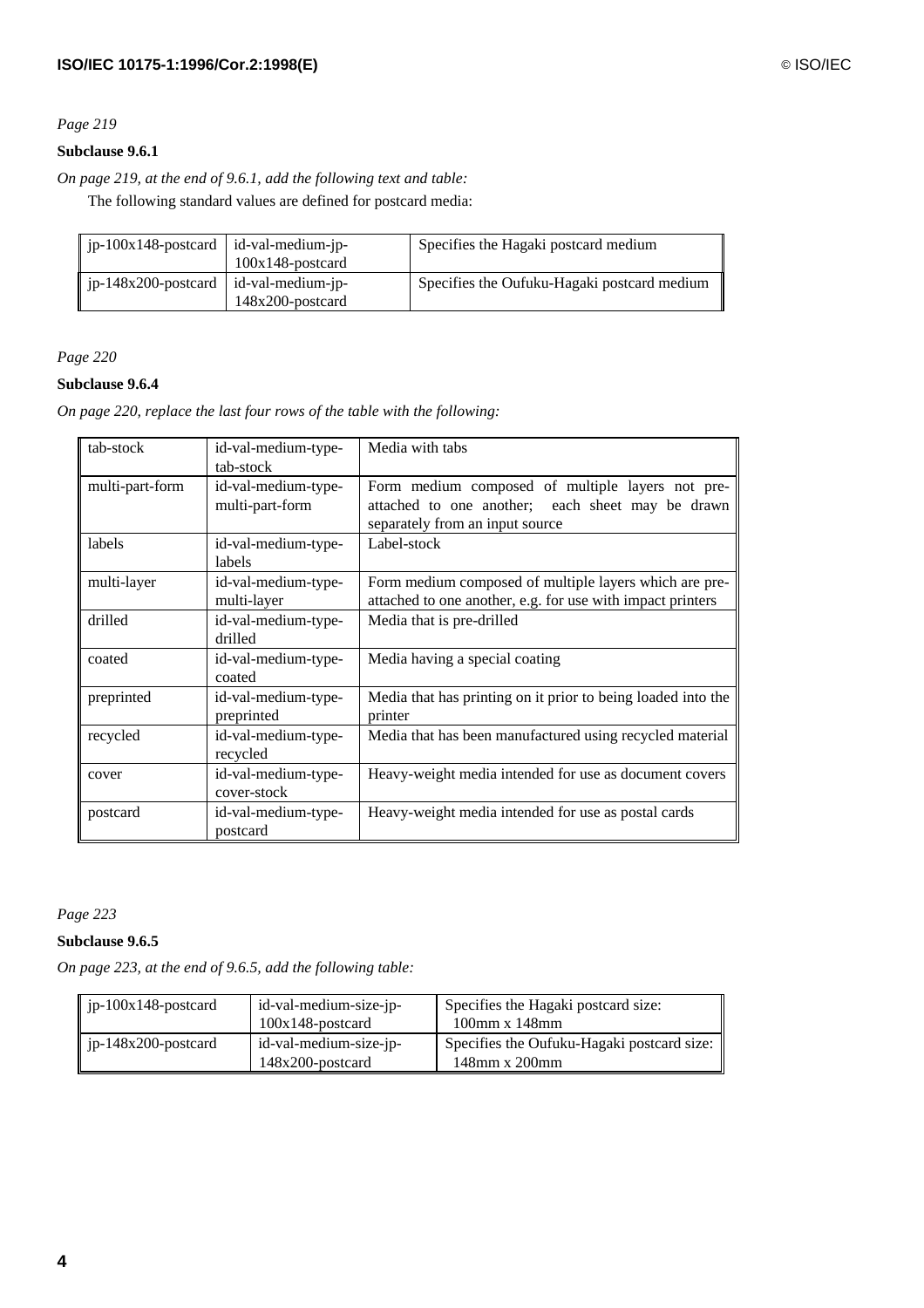*Page 219*

**Subclause 9.6.1**

*On page 219, at the end of 9.6.1, add the following text and table:*

The following standard values are defined for postcard media:

| | | |
|---|---|---|
| jp-100x148-postcard | id-val-medium-jp-100x148-postcard | Specifies the Hagaki postcard medium |
| jp-148x200-postcard | id-val-medium-jp-148x200-postcard | Specifies the Oufuku-Hagaki postcard medium |

*Page 220*

**Subclause 9.6.4**

*On page 220, replace the last four rows of the table with the following:*

| | | |
|---|---|---|
| tab-stock | id-val-medium-type-tab-stock | Media with tabs |
| multi-part-form | id-val-medium-type-multi-part-form | Form medium composed of multiple layers not pre-attached to one another; each sheet may be drawn separately from an input source |
| labels | id-val-medium-type-labels | Label-stock |
| multi-layer | id-val-medium-type-multi-layer | Form medium composed of multiple layers which are pre-attached to one another, e.g. for use with impact printers |
| drilled | id-val-medium-type-drilled | Media that is pre-drilled |
| coated | id-val-medium-type-coated | Media having a special coating |
| preprinted | id-val-medium-type-preprinted | Media that has printing on it prior to being loaded into the printer |
| recycled | id-val-medium-type-recycled | Media that has been manufactured using recycled material |
| cover | id-val-medium-type-cover-stock | Heavy-weight media intended for use as document covers |
| postcard | id-val-medium-type-postcard | Heavy-weight media intended for use as postal cards |

*Page 223*

**Subclause 9.6.5**

*On page 223, at the end of 9.6.5, add the following table:*

| | | |
|---|---|---|
| jp-100x148-postcard | id-val-medium-size-jp-100x148-postcard | Specifies the Hagaki postcard size: 100mm x 148mm |
| jp-148x200-postcard | id-val-medium-size-jp-148x200-postcard | Specifies the Oufuku-Hagaki postcard size: 148mm x 200mm |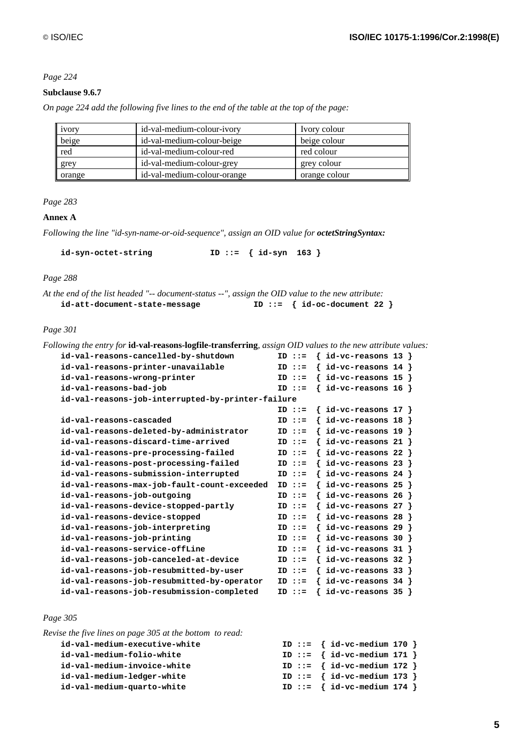*Page 224*

**Subclause 9.6.7**

*On page 224 add the following five lines to the end of the table at the top of the page:*

| | | |
|---|---|---|
| ivory | id-val-medium-colour-ivory | Ivory colour |
| beige | id-val-medium-colour-beige | beige colour |
| red | id-val-medium-colour-red | red colour |
| grey | id-val-medium-colour-grey | grey colour |
| orange | id-val-medium-colour-orange | orange colour |

*Page 283*

**Annex A**

*Following the line "id-syn-name-or-oid-sequence", assign an OID value for* ***octetStringSyntax:***

```
id-syn-octet-string           ID ::=  { id-syn  163 }
```

*Page 288*

*At the end of the list headed "-- document-status --", assign the OID value to the new attribute:*

```
id-att-document-state-message          ID ::=  { id-oc-document 22 }
```

*Page 301*

*Following the entry for* **id-val-reasons-logfile-transferring***, assign OID values to the new attribute values:*

```
id-val-reasons-cancelled-by-shutdown         ID ::=  { id-vc-reasons 13 }
id-val-reasons-printer-unavailable           ID ::=  { id-vc-reasons 14 }
id-val-reasons-wrong-printer                 ID ::=  { id-vc-reasons 15 }
id-val-reasons-bad-job                       ID ::=  { id-vc-reasons 16 }
id-val-reasons-job-interrupted-by-printer-failure
                                             ID ::=  { id-vc-reasons 17 }
id-val-reasons-cascaded                      ID ::=  { id-vc-reasons 18 }
id-val-reasons-deleted-by-administrator      ID ::=  { id-vc-reasons 19 }
id-val-reasons-discard-time-arrived          ID ::=  { id-vc-reasons 21 }
id-val-reasons-pre-processing-failed         ID ::=  { id-vc-reasons 22 }
id-val-reasons-post-processing-failed        ID ::=  { id-vc-reasons 23 }
id-val-reasons-submission-interrupted        ID ::=  { id-vc-reasons 24 }
id-val-reasons-max-job-fault-count-exceeded  ID ::=  { id-vc-reasons 25 }
id-val-reasons-job-outgoing                  ID ::=  { id-vc-reasons 26 }
id-val-reasons-device-stopped-partly         ID ::=  { id-vc-reasons 27 }
id-val-reasons-device-stopped                ID ::=  { id-vc-reasons 28 }
id-val-reasons-job-interpreting              ID ::=  { id-vc-reasons 29 }
id-val-reasons-job-printing                  ID ::=  { id-vc-reasons 30 }
id-val-reasons-service-offLine               ID ::=  { id-vc-reasons 31 }
id-val-reasons-job-canceled-at-device        ID ::=  { id-vc-reasons 32 }
id-val-reasons-job-resubmitted-by-user       ID ::=  { id-vc-reasons 33 }
id-val-reasons-job-resubmitted-by-operator   ID ::=  { id-vc-reasons 34 }
id-val-reasons-job-resubmission-completed    ID ::=  { id-vc-reasons 35 }
```

*Page 305*

*Revise the five lines on page 305 at the bottom to read:*

```
id-val-medium-executive-white                 ID ::=  { id-vc-medium 170 }
id-val-medium-folio-white                     ID ::=  { id-vc-medium 171 }
id-val-medium-invoice-white                   ID ::=  { id-vc-medium 172 }
id-val-medium-ledger-white                    ID ::=  { id-vc-medium 173 }
id-val-medium-quarto-white                    ID ::=  { id-vc-medium 174 }
```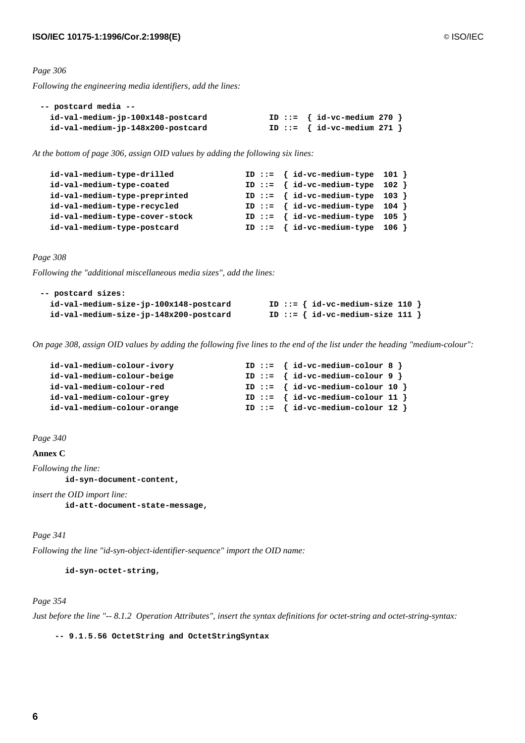*Page 306*

*Following the engineering media identifiers, add the lines:*

```
-- postcard media --
  id-val-medium-jp-100x148-postcard           ID ::=  { id-vc-medium 270 }
  id-val-medium-jp-148x200-postcard           ID ::=  { id-vc-medium 271 }
```

*At the bottom of page 306, assign OID values by adding the following six lines:*

```
  id-val-medium-type-drilled              ID ::=  { id-vc-medium-type  101 }
  id-val-medium-type-coated               ID ::=  { id-vc-medium-type  102 }
  id-val-medium-type-preprinted           ID ::=  { id-vc-medium-type  103 }
  id-val-medium-type-recycled             ID ::=  { id-vc-medium-type  104 }
  id-val-medium-type-cover-stock          ID ::=  { id-vc-medium-type  105 }
  id-val-medium-type-postcard             ID ::=  { id-vc-medium-type  106 }
```

*Page 308*

*Following the "additional miscellaneous media sizes", add the lines:*

```
-- postcard sizes:
  id-val-medium-size-jp-100x148-postcard       ID ::= { id-vc-medium-size 110 }
  id-val-medium-size-jp-148x200-postcard       ID ::= { id-vc-medium-size 111 }
```

*On page 308, assign OID values by adding the following five lines to the end of the list under the heading "medium-colour":*

```
  id-val-medium-colour-ivory              ID ::=  { id-vc-medium-colour 8 }
  id-val-medium-colour-beige              ID ::=  { id-vc-medium-colour 9 }
  id-val-medium-colour-red                ID ::=  { id-vc-medium-colour 10 }
  id-val-medium-colour-grey               ID ::=  { id-vc-medium-colour 11 }
  id-val-medium-colour-orange             ID ::=  { id-vc-medium-colour 12 }
```

*Page 340*

**Annex C**

*Following the line:*

```
id-syn-document-content,
```

*insert the OID import line:*

```
id-att-document-state-message,
```

*Page 341*

*Following the line "id-syn-object-identifier-sequence" import the OID name:*

```
id-syn-octet-string,
```

*Page 354*

*Just before the line "-- 8.1.2  Operation Attributes", insert the syntax definitions for octet-string and octet-string-syntax:*

```
-- 9.1.5.56 OctetString and OctetStringSyntax
```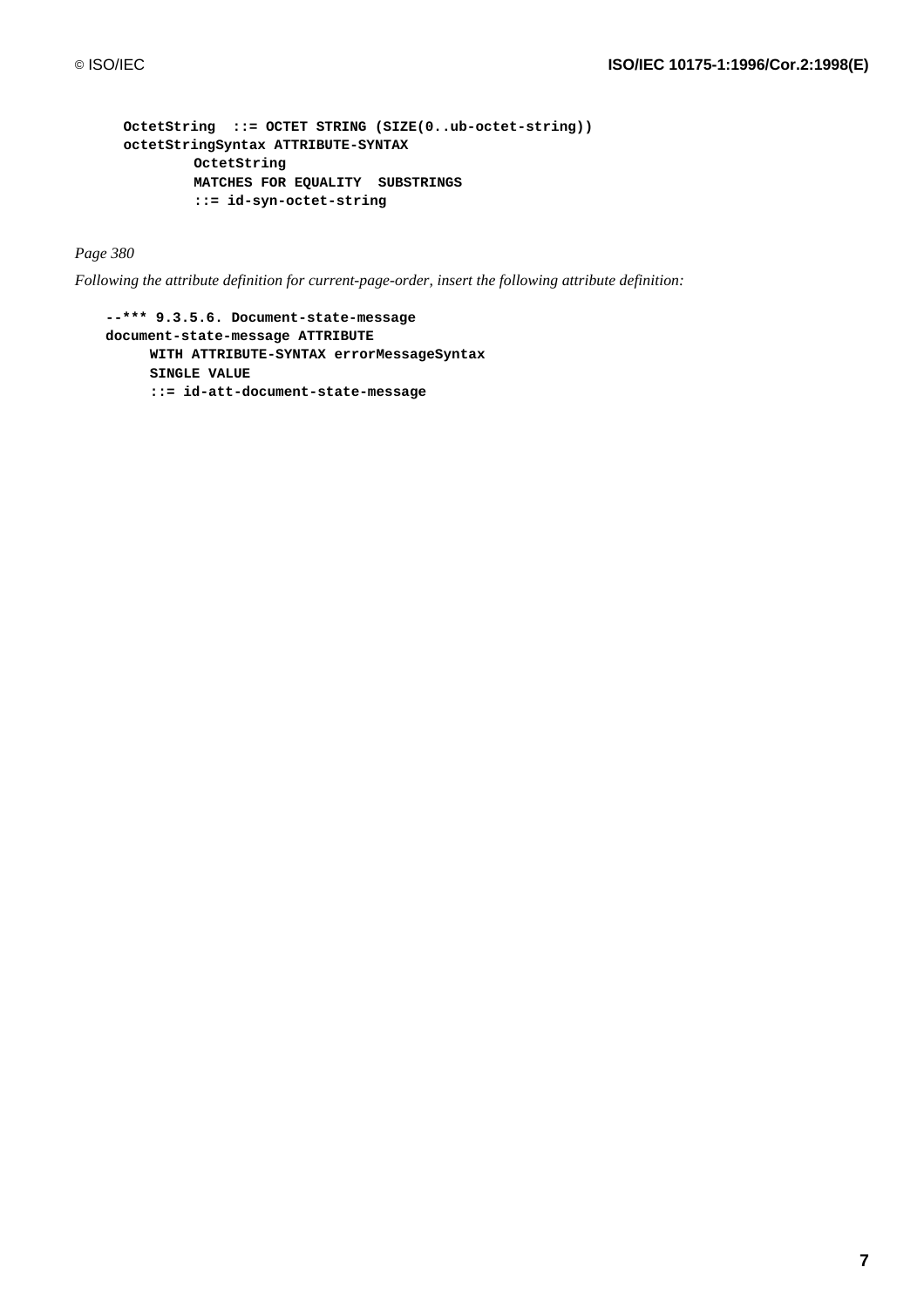```
OctetString  ::= OCTET STRING (SIZE(0..ub-octet-string))
octetStringSyntax ATTRIBUTE-SYNTAX
        OctetString
        MATCHES FOR EQUALITY  SUBSTRINGS
        ::= id-syn-octet-string
```

*Page 380*

*Following the attribute definition for current-page-order, insert the following attribute definition:*

```
--*** 9.3.5.6. Document-state-message
document-state-message ATTRIBUTE
      WITH ATTRIBUTE-SYNTAX errorMessageSyntax
      SINGLE VALUE
      ::= id-att-document-state-message
```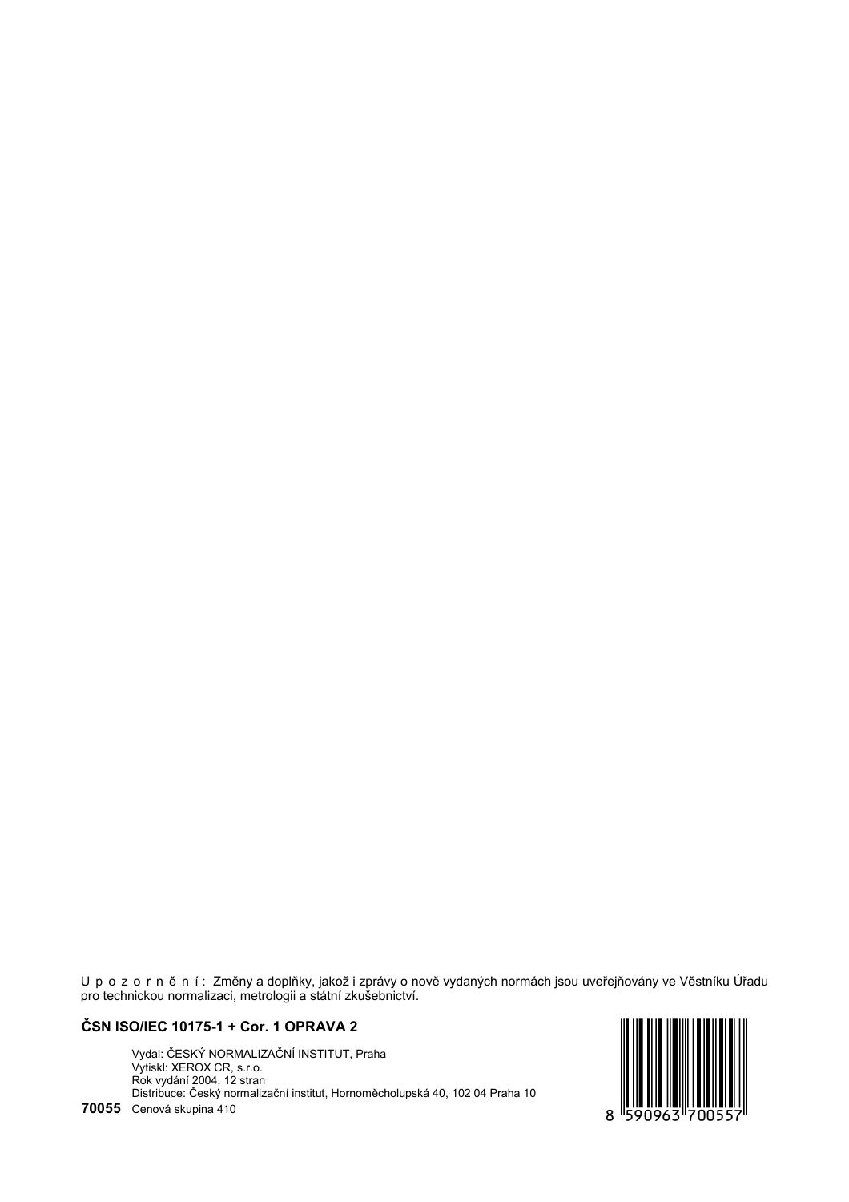U p o z o r n ě n í : Změny a doplňky, jakož i zprávy o nově vydaných normách jsou uveřejňovány ve Věstníku Úřadu pro technickou normalizaci, metrologii a státní zkušebnictví.

**ČSN ISO/IEC 10175-1 + Cor. 1 OPRAVA 2**

Vydal: ČESKÝ NORMALIZAČNÍ INSTITUT, Praha
Vytiskl: XEROX CR, s.r.o.
Rok vydání 2004, 12 stran
Distribuce: Český normalizační institut, Hornoměcholupská 40, 102 04 Praha 10

**70055** Cenová skupina 410

8 590963 700557